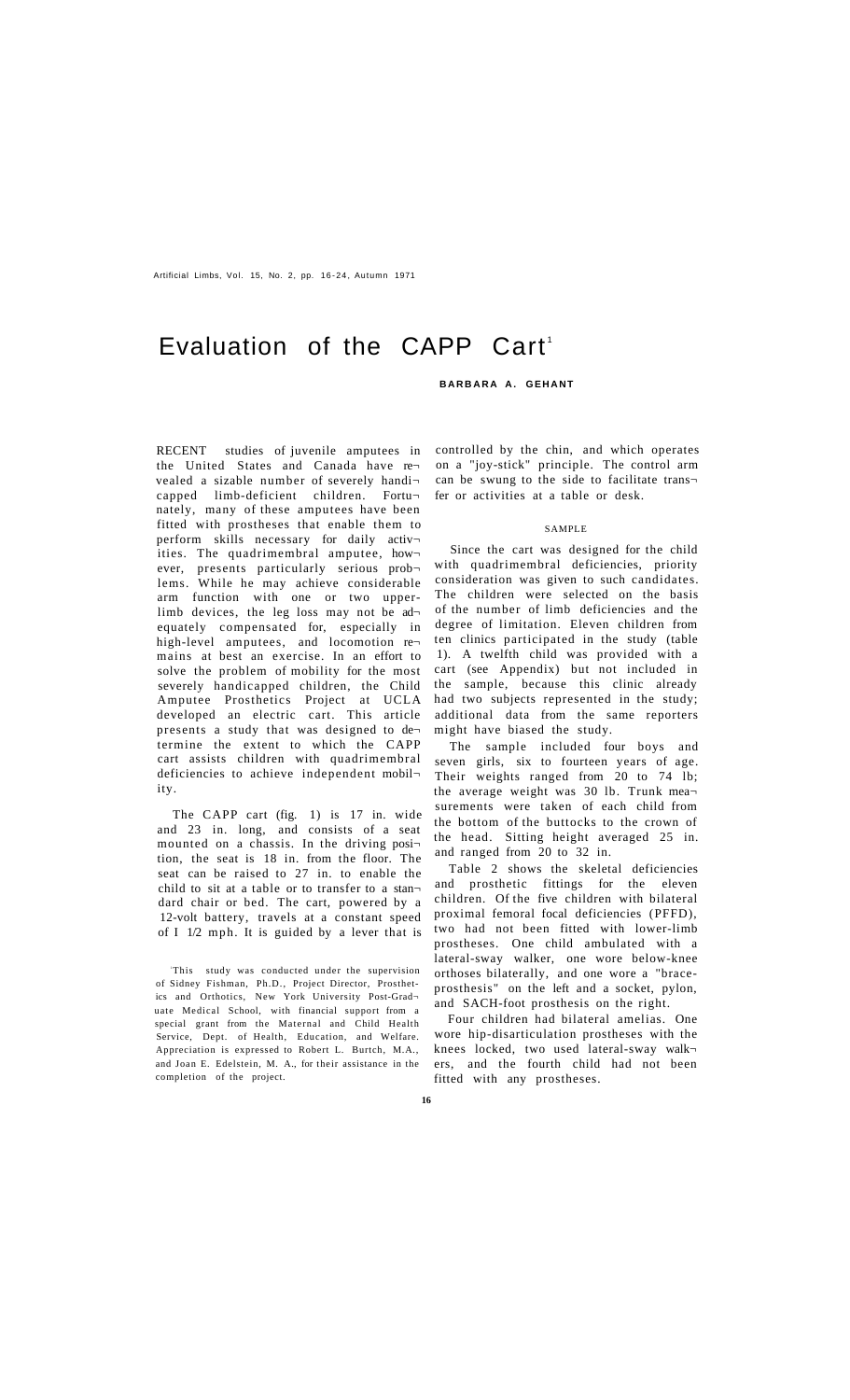# Evaluation of the CAPP Cart[1]

**BARBARA A. GEHANT**

RECENT studies of juvenile amputees in the United States and Canada have revealed a sizable number of severely handicapped limb-deficient children. Fortunately, many of these amputees have been fitted with prostheses that enable them to perform skills necessary for daily activities. The quadrimembral amputee, however, presents particularly serious problems. While he may achieve considerable arm function with one or two upper-limb devices, the leg loss may not be adequately compensated for, especially in high-level amputees, and locomotion remains at best an exercise. In an effort to solve the problem of mobility for the most severely handicapped children, the Child Amputee Prosthetics Project at UCLA developed an electric cart. This article presents a study that was designed to determine the extent to which the CAPP cart assists children with quadrimembral deficiencies to achieve independent mobility.

The CAPP cart (fig. 1) is 17 in. wide and 23 in. long, and consists of a seat mounted on a chassis. In the driving position, the seat is 18 in. from the floor. The seat can be raised to 27 in. to enable the child to sit at a table or to transfer to a standard chair or bed. The cart, powered by a 12-volt battery, travels at a constant speed of 1 1/2 mph. It is guided by a lever that is controlled by the chin, and which operates on a "joy-stick" principle. The control arm can be swung to the side to facilitate transfer or activities at a table or desk.

## SAMPLE

Since the cart was designed for the child with quadrimembral deficiencies, priority consideration was given to such candidates. The children were selected on the basis of the number of limb deficiencies and the degree of limitation. Eleven children from ten clinics participated in the study (table 1). A twelfth child was provided with a cart (see Appendix) but not included in the sample, because this clinic already had two subjects represented in the study; additional data from the same reporters might have biased the study.

The sample included four boys and seven girls, six to fourteen years of age. Their weights ranged from 20 to 74 lb; the average weight was 30 lb. Trunk measurements were taken of each child from the bottom of the buttocks to the crown of the head. Sitting height averaged 25 in. and ranged from 20 to 32 in.

Table 2 shows the skeletal deficiencies and prosthetic fittings for the eleven children. Of the five children with bilateral proximal femoral focal deficiencies (PFFD), two had not been fitted with lower-limb prostheses. One child ambulated with a lateral-sway walker, one wore below-knee orthoses bilaterally, and one wore a "brace-prosthesis" on the left and a socket, pylon, and SACH-foot prosthesis on the right.

Four children had bilateral amelias. One wore hip-disarticulation prostheses with the knees locked, two used lateral-sway walkers, and the fourth child had not been fitted with any prostheses.

[1] This study was conducted under the supervision of Sidney Fishman, Ph.D., Project Director, Prosthetics and Orthotics, New York University Post-Graduate Medical School, with financial support from a special grant from the Maternal and Child Health Service, Dept. of Health, Education, and Welfare. Appreciation is expressed to Robert L. Burtch, M.A., and Joan E. Edelstein, M. A., for their assistance in the completion of the project.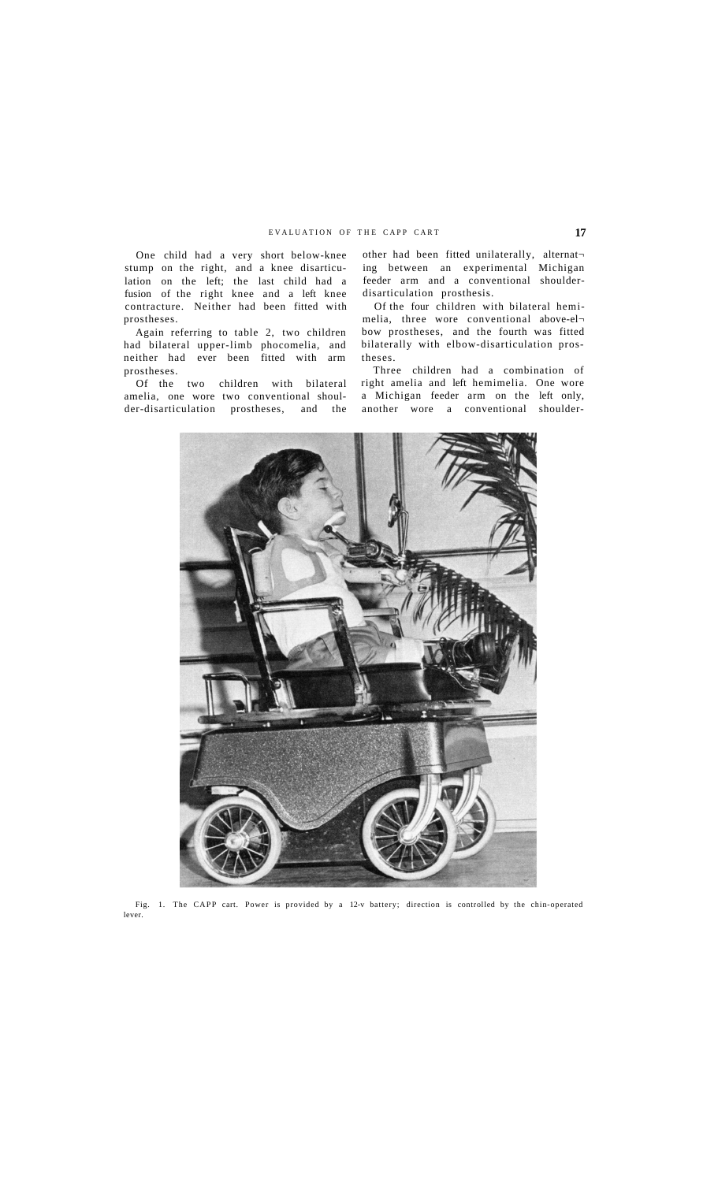One child had a very short below-knee stump on the right, and a knee disarticulation on the left; the last child had a fusion of the right knee and a left knee contracture. Neither had been fitted with prostheses.

Again referring to table 2, two children had bilateral upper-limb phocomelia, and neither had ever been fitted with arm prostheses.

Of the two children with bilateral amelia, one wore two conventional shoulder-disarticulation prostheses, and the other had been fitted unilaterally, alternating between an experimental Michigan feeder arm and a conventional shoulder-disarticulation prosthesis.

Of the four children with bilateral hemimelia, three wore conventional above-elbow prostheses, and the fourth was fitted bilaterally with elbow-disarticulation prostheses.

Three children had a combination of right amelia and left hemimelia. One wore a Michigan feeder arm on the left only, another wore a conventional shoulder-

Fig. 1. The CAPP cart. Power is provided by a 12-v battery; direction is controlled by the chin-operated lever.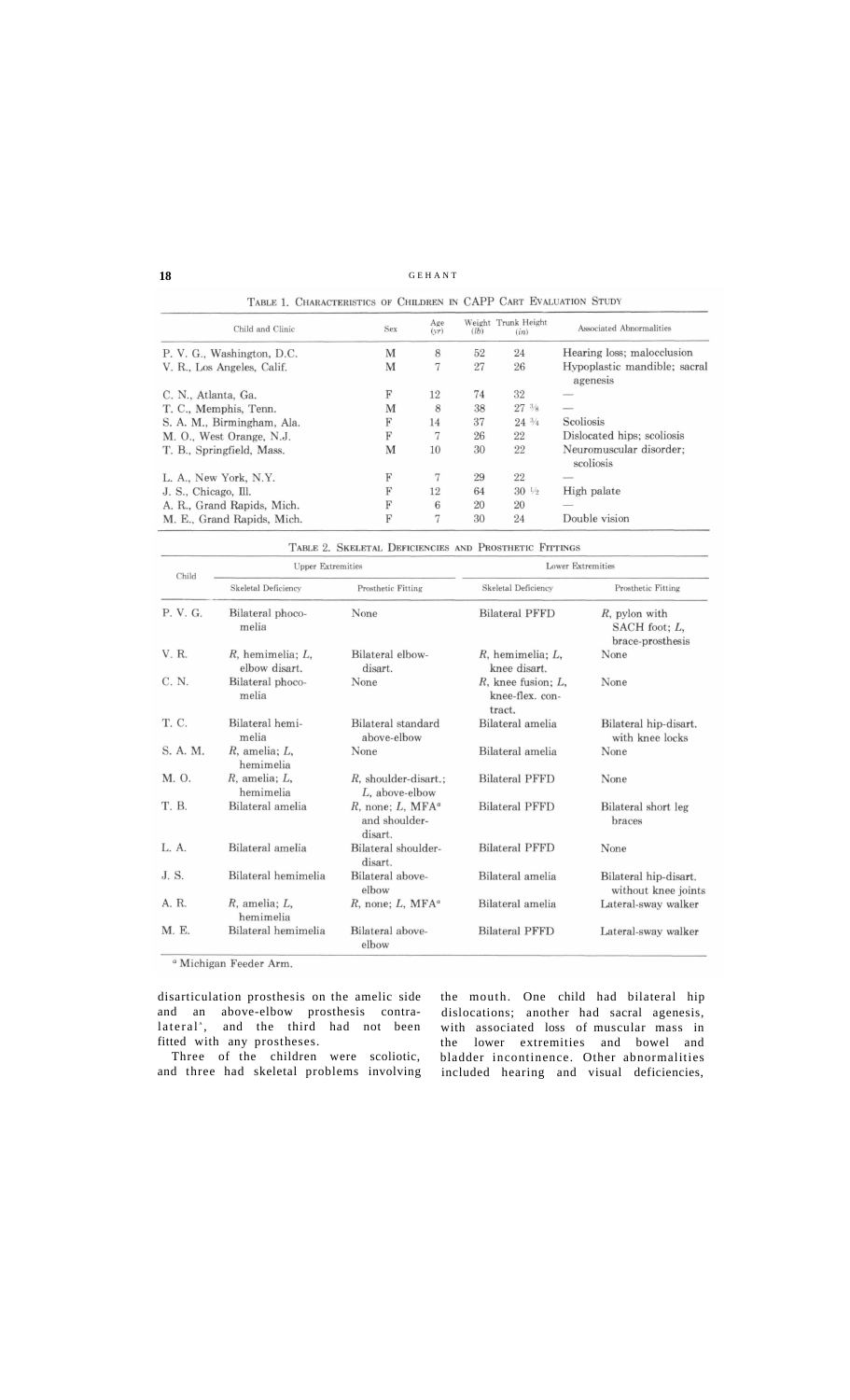TABLE 1. CHARACTERISTICS OF CHILDREN IN CAPP CART EVALUATION STUDY

| Child and Clinic | Sex | Age (yr) | Weight (lb) | Trunk Height (in) | Associated Abnormalities |
|---|---|---|---|---|---|
| P. V. G., Washington, D.C. | M | 8 | 52 | 24 | Hearing loss; malocclusion |
| V. R., Los Angeles, Calif. | M | 7 | 27 | 26 | Hypoplastic mandible; sacral agenesis |
| C. N., Atlanta, Ga. | F | 12 | 74 | 32 | — |
| T. C., Memphis, Tenn. | M | 8 | 38 | 27 3/8 | — |
| S. A. M., Birmingham, Ala. | F | 14 | 37 | 24 3/4 | Scoliosis |
| M. O., West Orange, N.J. | F | 7 | 26 | 22 | Dislocated hips; scoliosis |
| T. B., Springfield, Mass. | M | 10 | 30 | 22 | Neuromuscular disorder; scoliosis |
| L. A., New York, N.Y. | F | 7 | 29 | 22 | — |
| J. S., Chicago, Ill. | F | 12 | 64 | 30 1/2 | High palate |
| A. R., Grand Rapids, Mich. | F | 6 | 20 | 20 | — |
| M. E., Grand Rapids, Mich. | F | 7 | 30 | 24 | Double vision |

TABLE 2. SKELETAL DEFICIENCIES AND PROSTHETIC FITTINGS

| Child | Upper Extremities | | Lower Extremities | |
|---|---|---|---|---|
| | Skeletal Deficiency | Prosthetic Fitting | Skeletal Deficiency | Prosthetic Fitting |
| P. V. G. | Bilateral phocomelia | None | Bilateral PFFD | *R*, pylon with SACH foot; *L*, brace-prosthesis |
| V. R. | *R*, hemimelia; *L*, elbow disart. | Bilateral elbow-disart. | *R*, hemimelia; *L*, knee disart. | None |
| C. N. | Bilateral phocomelia | None | *R*, knee fusion; *L*, knee-flex. contract. | None |
| T. C. | Bilateral hemimelia | Bilateral standard above-elbow | Bilateral amelia | Bilateral hip-disart. with knee locks |
| S. A. M. | *R*, amelia; *L*, hemimelia | None | Bilateral amelia | None |
| M. O. | *R*, amelia; *L*, hemimelia | *R*, shoulder-disart.; *L*, above-elbow | Bilateral PFFD | None |
| T. B. | Bilateral amelia | *R*, none; *L*, MFA[a] and shoulder-disart. | Bilateral PFFD | Bilateral short leg braces |
| L. A. | Bilateral amelia | Bilateral shoulder-disart. | Bilateral PFFD | None |
| J. S. | Bilateral hemimelia | Bilateral above-elbow | Bilateral amelia | Bilateral hip-disart. without knee joints |
| A. R. | *R*, amelia; *L*, hemimelia | *R*, none; *L*, MFA[a] | Bilateral amelia | Lateral-sway walker |
| M. E. | Bilateral hemimelia | Bilateral above-elbow | Bilateral PFFD | Lateral-sway walker |

[a] Michigan Feeder Arm.

disarticulation prosthesis on the amelic side and an above-elbow prosthesis contralateral', and the third had not been fitted with any prostheses.

Three of the children were scoliotic, and three had skeletal problems involving the mouth. One child had bilateral hip dislocations; another had sacral agenesis, with associated loss of muscular mass in the lower extremities and bowel and bladder incontinence. Other abnormalities included hearing and visual deficiencies,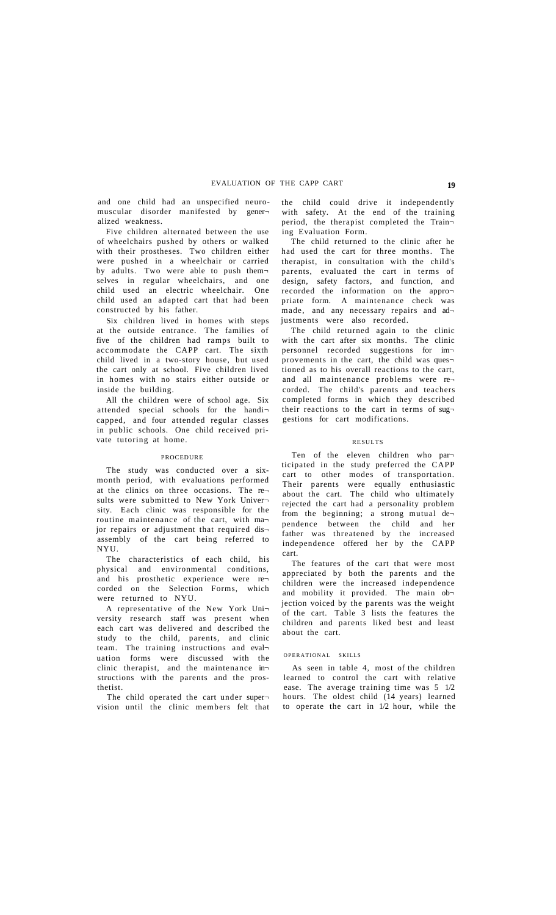and one child had an unspecified neuromuscular disorder manifested by generalized weakness.

Five children alternated between the use of wheelchairs pushed by others or walked with their prostheses. Two children either were pushed in a wheelchair or carried by adults. Two were able to push themselves in regular wheelchairs, and one child used an electric wheelchair. One child used an adapted cart that had been constructed by his father.

Six children lived in homes with steps at the outside entrance. The families of five of the children had ramps built to accommodate the CAPP cart. The sixth child lived in a two-story house, but used the cart only at school. Five children lived in homes with no stairs either outside or inside the building.

All the children were of school age. Six attended special schools for the handicapped, and four attended regular classes in public schools. One child received private tutoring at home.

## PROCEDURE

The study was conducted over a six-month period, with evaluations performed at the clinics on three occasions. The results were submitted to New York University. Each clinic was responsible for the routine maintenance of the cart, with major repairs or adjustment that required disassembly of the cart being referred to NYU.

The characteristics of each child, his physical and environmental conditions, and his prosthetic experience were recorded on the Selection Forms, which were returned to NYU.

A representative of the New York University research staff was present when each cart was delivered and described the study to the child, parents, and clinic team. The training instructions and evaluation forms were discussed with the clinic therapist, and the maintenance instructions with the parents and the prosthetist.

The child operated the cart under supervision until the clinic members felt that the child could drive it independently with safety. At the end of the training period, the therapist completed the Training Evaluation Form.

The child returned to the clinic after he had used the cart for three months. The therapist, in consultation with the child's parents, evaluated the cart in terms of design, safety factors, and function, and recorded the information on the appropriate form. A maintenance check was made, and any necessary repairs and adjustments were also recorded.

The child returned again to the clinic with the cart after six months. The clinic personnel recorded suggestions for improvements in the cart, the child was questioned as to his overall reactions to the cart, and all maintenance problems were recorded. The child's parents and teachers completed forms in which they described their reactions to the cart in terms of suggestions for cart modifications.

## RESULTS

Ten of the eleven children who participated in the study preferred the CAPP cart to other modes of transportation. Their parents were equally enthusiastic about the cart. The child who ultimately rejected the cart had a personality problem from the beginning; a strong mutual dependence between the child and her father was threatened by the increased independence offered her by the CAPP cart.

The features of the cart that were most appreciated by both the parents and the children were the increased independence and mobility it provided. The main objection voiced by the parents was the weight of the cart. Table 3 lists the features the children and parents liked best and least about the cart.

### OPERATIONAL SKILLS

As seen in table 4, most of the children learned to control the cart with relative ease. The average training time was 5 1/2 hours. The oldest child (14 years) learned to operate the cart in 1/2 hour, while the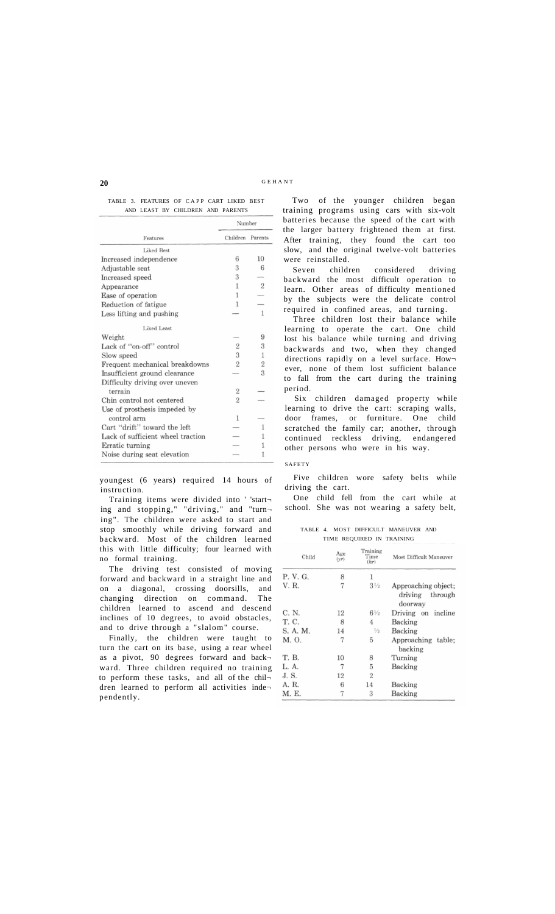TABLE 3. FEATURES OF CAPP CART LIKED BEST AND LEAST BY CHILDREN AND PARENTS

| Features | Number | |
|---|---|---|
| | Children | Parents |
| Liked Best | | |
| Increased independence | 6 | 10 |
| Adjustable seat | 3 | 6 |
| Increased speed | 3 | — |
| Appearance | 1 | 2 |
| Ease of operation | 1 | — |
| Reduction of fatigue | 1 | — |
| Less lifting and pushing | — | 1 |
| Liked Least | | |
| Weight | — | 9 |
| Lack of "on-off" control | 2 | 3 |
| Slow speed | 3 | 1 |
| Frequent mechanical breakdowns | 2 | 2 |
| Insufficient ground clearance | — | 3 |
| Difficulty driving over uneven terrain | 2 | — |
| Chin control not centered | 2 | — |
| Use of prosthesis impeded by control arm | 1 | — |
| Cart "drift" toward the left | — | 1 |
| Lack of sufficient wheel traction | — | 1 |
| Erratic turning | — | 1 |
| Noise during seat elevation | — | 1 |

youngest (6 years) required 14 hours of instruction.

Training items were divided into "starting and stopping," "driving," and "turning". The children were asked to start and stop smoothly while driving forward and backward. Most of the children learned this with little difficulty; four learned with no formal training.

The driving test consisted of moving forward and backward in a straight line and on a diagonal, crossing doorsills, and changing direction on command. The children learned to ascend and descend inclines of 10 degrees, to avoid obstacles, and to drive through a "slalom" course.

Finally, the children were taught to turn the cart on its base, using a rear wheel as a pivot, 90 degrees forward and backward. Three children required no training to perform these tasks, and all of the children learned to perform all activities independently.

Two of the younger children began training programs using cars with six-volt batteries because the speed of the cart with the larger battery frightened them at first. After training, they found the cart too slow, and the original twelve-volt batteries were reinstalled.

Seven children considered driving backward the most difficult operation to learn. Other areas of difficulty mentioned by the subjects were the delicate control required in confined areas, and turning.

Three children lost their balance while learning to operate the cart. One child lost his balance while turning and driving backwards and two, when they changed directions rapidly on a level surface. However, none of them lost sufficient balance to fall from the cart during the training period.

Six children damaged property while learning to drive the cart: scraping walls, door frames, or furniture. One child scratched the family car; another, through continued reckless driving, endangered other persons who were in his way.

SAFETY

Five children wore safety belts while driving the cart.

One child fell from the cart while at school. She was not wearing a safety belt,

TABLE 4. MOST DIFFICULT MANEUVER AND TIME REQUIRED IN TRAINING

| Child | Age (yr) | Training Time (hr) | Most Difficult Maneuver |
|---|---|---|---|
| P. V. G. | 8 | 1 | |
| V. R. | 7 | 3½ | Approaching object; driving through doorway |
| C. N. | 12 | 6½ | Driving on incline |
| T. C. | 8 | 4 | Backing |
| S. A. M. | 14 | ½ | Backing |
| M. O. | 7 | 5 | Approaching table; backing |
| T. B. | 10 | 8 | Turning |
| L. A. | 7 | 5 | Backing |
| J. S. | 12 | 2 | |
| A. R. | 6 | 14 | Backing |
| M. E. | 7 | 3 | Backing |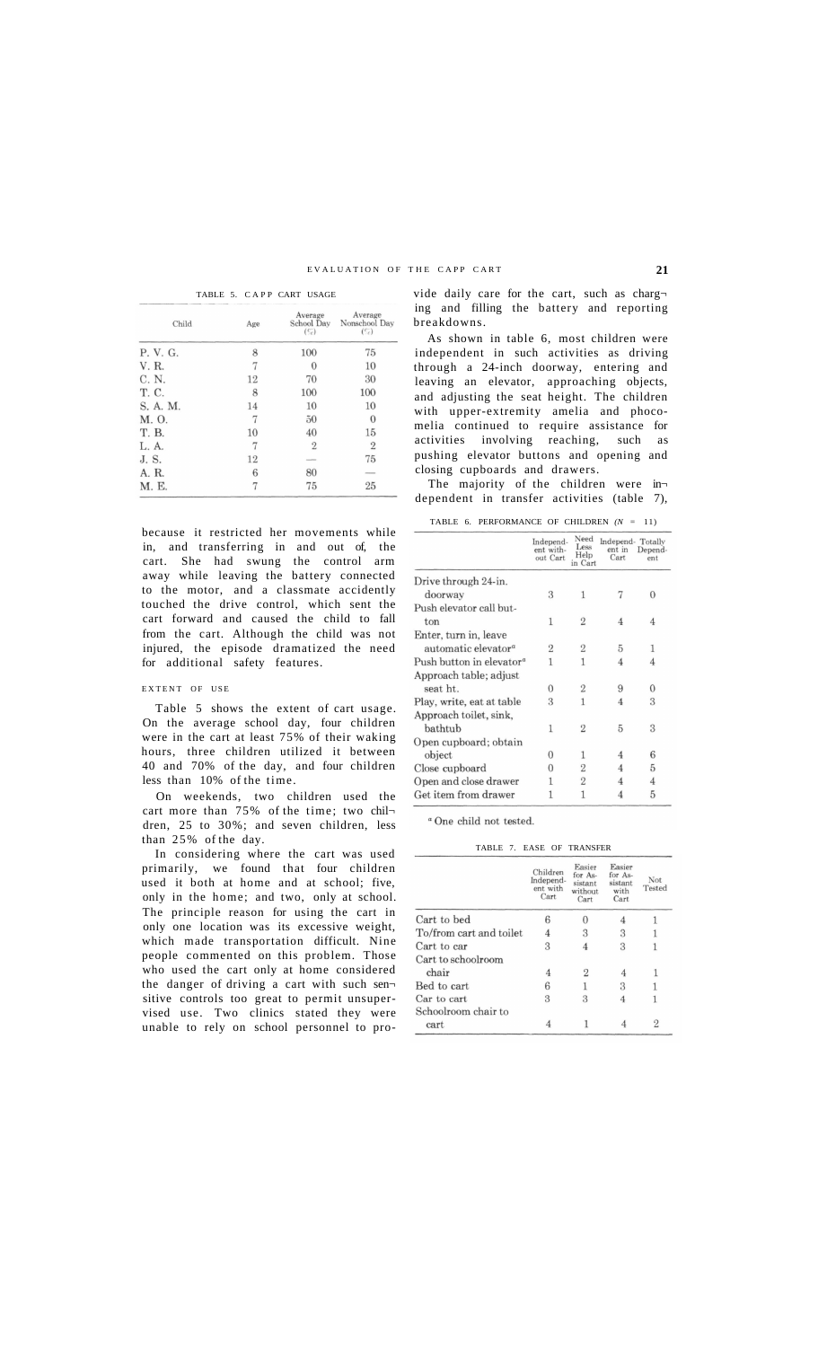TABLE 5. CAPP CART USAGE

| Child | Age | Average School Day (%) | Average Nonschool Day (%) |
|---|---|---|---|
| P. V. G. | 8 | 100 | 75 |
| V. R. | 7 | 0 | 10 |
| C. N. | 12 | 70 | 30 |
| T. C. | 8 | 100 | 100 |
| S. A. M. | 14 | 10 | 10 |
| M. O. | 7 | 50 | 0 |
| T. B. | 10 | 40 | 15 |
| L. A. | 7 | 2 | 2 |
| J. S. | 12 | — | 75 |
| A. R. | 6 | 80 | — |
| M. E. | 7 | 75 | 25 |

because it restricted her movements while in, and transferring in and out of, the cart. She had swung the control arm away while leaving the battery connected to the motor, and a classmate accidently touched the drive control, which sent the cart forward and caused the child to fall from the cart. Although the child was not injured, the episode dramatized the need for additional safety features.

## EXTENT OF USE

Table 5 shows the extent of cart usage. On the average school day, four children were in the cart at least 75% of their waking hours, three children utilized it between 40 and 70% of the day, and four children less than 10% of the time.

On weekends, two children used the cart more than 75% of the time; two children, 25 to 30%; and seven children, less than 25% of the day.

In considering where the cart was used primarily, we found that four children used it both at home and at school; five, only in the home; and two, only at school. The principle reason for using the cart in only one location was its excessive weight, which made transportation difficult. Nine people commented on this problem. Those who used the cart only at home considered the danger of driving a cart with such sensitive controls too great to permit unsupervised use. Two clinics stated they were unable to rely on school personnel to provide daily care for the cart, such as charging and filling the battery and reporting breakdowns.

As shown in table 6, most children were independent in such activities as driving through a 24-inch doorway, entering and leaving an elevator, approaching objects, and adjusting the seat height. The children with upper-extremity amelia and phocomelia continued to require assistance for activities involving reaching, such as pushing elevator buttons and opening and closing cupboards and drawers.

The majority of the children were independent in transfer activities (table 7),

TABLE 6. PERFORMANCE OF CHILDREN ($N$ = 11)

| | Independent without Cart | Need Less Help in Cart | Independent in Cart | Totally Dependent |
|---|---|---|---|---|
| Drive through 24-in. doorway | 3 | 1 | 7 | 0 |
| Push elevator call button | 1 | 2 | 4 | 4 |
| Enter, turn in, leave automatic elevator[a] | 2 | 2 | 5 | 1 |
| Push button in elevator[a] | 1 | 1 | 4 | 4 |
| Approach table; adjust seat ht. | 0 | 2 | 9 | 0 |
| Play, write, eat at table | 3 | 1 | 4 | 3 |
| Approach toilet, sink, bathtub | 1 | 2 | 5 | 3 |
| Open cupboard; obtain object | 0 | 1 | 4 | 6 |
| Close cupboard | 0 | 2 | 4 | 5 |
| Open and close drawer | 1 | 2 | 4 | 4 |
| Get item from drawer | 1 | 1 | 4 | 5 |

[a] One child not tested.

TABLE 7. EASE OF TRANSFER

| | Children Independent with Cart | Easier for Assistant without Cart | Easier for Assistant with Cart | Not Tested |
|---|---|---|---|---|
| Cart to bed | 6 | 0 | 4 | 1 |
| To/from cart and toilet | 4 | 3 | 3 | 1 |
| Cart to car | 3 | 4 | 3 | 1 |
| Cart to schoolroom chair | 4 | 2 | 4 | 1 |
| Bed to cart | 6 | 1 | 3 | 1 |
| Car to cart | 3 | 3 | 4 | 1 |
| Schoolroom chair to cart | 4 | 1 | 4 | 2 |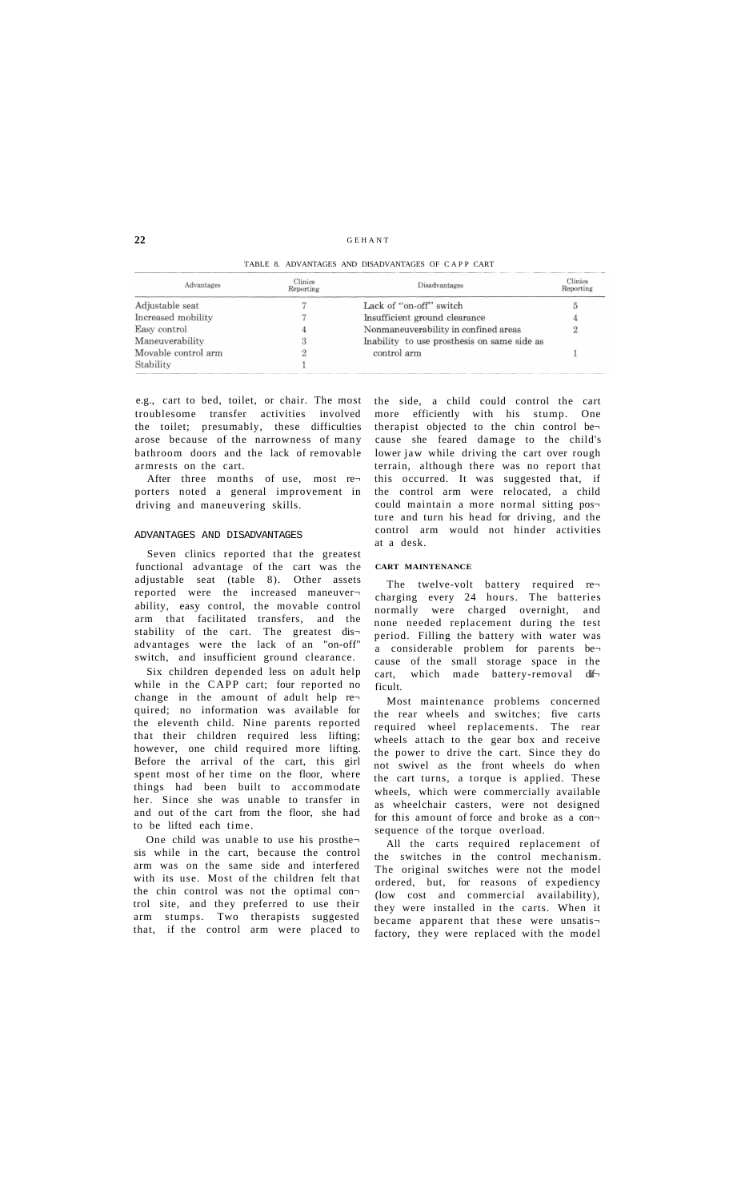TABLE 8. ADVANTAGES AND DISADVANTAGES OF CAPP CART

| Advantages | Clinics Reporting | Disadvantages | Clinics Reporting |
|---|---|---|---|
| Adjustable seat | 7 | Lack of "on-off" switch | 5 |
| Increased mobility | 7 | Insufficient ground clearance | 4 |
| Easy control | 4 | Nonmaneuverability in confined areas | 2 |
| Maneuverability | 3 | Inability to use prosthesis on same side as control arm | 1 |
| Movable control arm | 2 | | |
| Stability | 1 | | |

e.g., cart to bed, toilet, or chair. The most troublesome transfer activities involved the toilet; presumably, these difficulties arose because of the narrowness of many bathroom doors and the lack of removable armrests on the cart.

After three months of use, most reporters noted a general improvement in driving and maneuvering skills.

## ADVANTAGES AND DISADVANTAGES

Seven clinics reported that the greatest functional advantage of the cart was the adjustable seat (table 8). Other assets reported were the increased maneuverability, easy control, the movable control arm that facilitated transfers, and the stability of the cart. The greatest disadvantages were the lack of an "on-off" switch, and insufficient ground clearance.

Six children depended less on adult help while in the CAPP cart; four reported no change in the amount of adult help required; no information was available for the eleventh child. Nine parents reported that their children required less lifting; however, one child required more lifting. Before the arrival of the cart, this girl spent most of her time on the floor, where things had been built to accommodate her. Since she was unable to transfer in and out of the cart from the floor, she had to be lifted each time.

One child was unable to use his prosthesis while in the cart, because the control arm was on the same side and interfered with its use. Most of the children felt that the chin control was not the optimal control site, and they preferred to use their arm stumps. Two therapists suggested that, if the control arm were placed to the side, a child could control the cart more efficiently with his stump. One therapist objected to the chin control because she feared damage to the child's lower jaw while driving the cart over rough terrain, although there was no report that this occurred. It was suggested that, if the control arm were relocated, a child could maintain a more normal sitting posture and turn his head for driving, and the control arm would not hinder activities at a desk.

### CART MAINTENANCE

The twelve-volt battery required recharging every 24 hours. The batteries normally were charged overnight, and none needed replacement during the test period. Filling the battery with water was a considerable problem for parents because of the small storage space in the cart, which made battery-removal difficult.

Most maintenance problems concerned the rear wheels and switches; five carts required wheel replacements. The rear wheels attach to the gear box and receive the power to drive the cart. Since they do not swivel as the front wheels do when the cart turns, a torque is applied. These wheels, which were commercially available as wheelchair casters, were not designed for this amount of force and broke as a consequence of the torque overload.

All the carts required replacement of the switches in the control mechanism. The original switches were not the model ordered, but, for reasons of expediency (low cost and commercial availability), they were installed in the carts. When it became apparent that these were unsatisfactory, they were replaced with the model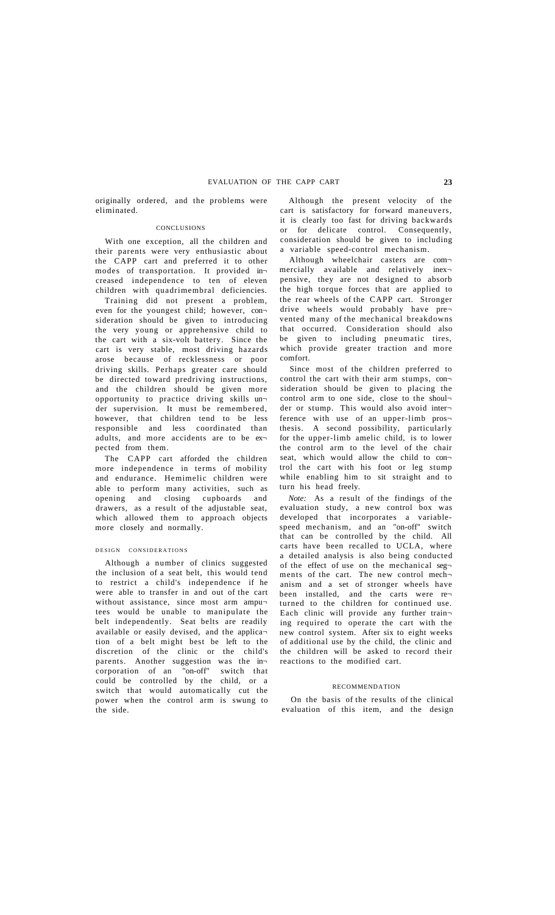originally ordered, and the problems were eliminated.

## CONCLUSIONS

With one exception, all the children and their parents were very enthusiastic about the CAPP cart and preferred it to other modes of transportation. It provided increased independence to ten of eleven children with quadrimembral deficiencies.

Training did not present a problem, even for the youngest child; however, consideration should be given to introducing the very young or apprehensive child to the cart with a six-volt battery. Since the cart is very stable, most driving hazards arose because of recklessness or poor driving skills. Perhaps greater care should be directed toward predriving instructions, and the children should be given more opportunity to practice driving skills under supervision. It must be remembered, however, that children tend to be less responsible and less coordinated than adults, and more accidents are to be expected from them.

The CAPP cart afforded the children more independence in terms of mobility and endurance. Hemimelic children were able to perform many activities, such as opening and closing cupboards and drawers, as a result of the adjustable seat, which allowed them to approach objects more closely and normally.

### DESIGN CONSIDERATIONS

Although a number of clinics suggested the inclusion of a seat belt, this would tend to restrict a child's independence if he were able to transfer in and out of the cart without assistance, since most arm amputees would be unable to manipulate the belt independently. Seat belts are readily available or easily devised, and the application of a belt might best be left to the discretion of the clinic or the child's parents. Another suggestion was the incorporation of an "on-off" switch that could be controlled by the child, or a switch that would automatically cut the power when the control arm is swung to the side.

Although the present velocity of the cart is satisfactory for forward maneuvers, it is clearly too fast for driving backwards or for delicate control. Consequently, consideration should be given to including a variable speed-control mechanism.

Although wheelchair casters are commercially available and relatively inexpensive, they are not designed to absorb the high torque forces that are applied to the rear wheels of the CAPP cart. Stronger drive wheels would probably have prevented many of the mechanical breakdowns that occurred. Consideration should also be given to including pneumatic tires, which provide greater traction and more comfort.

Since most of the children preferred to control the cart with their arm stumps, consideration should be given to placing the control arm to one side, close to the shoulder or stump. This would also avoid interference with use of an upper-limb prosthesis. A second possibility, particularly for the upper-limb amelic child, is to lower the control arm to the level of the chair seat, which would allow the child to control the cart with his foot or leg stump while enabling him to sit straight and to turn his head freely.

*Note:* As a result of the findings of the evaluation study, a new control box was developed that incorporates a variable-speed mechanism, and an "on-off" switch that can be controlled by the child. All carts have been recalled to UCLA, where a detailed analysis is also being conducted of the effect of use on the mechanical segments of the cart. The new control mechanism and a set of stronger wheels have been installed, and the carts were returned to the children for continued use. Each clinic will provide any further training required to operate the cart with the new control system. After six to eight weeks of additional use by the child, the clinic and the children will be asked to record their reactions to the modified cart.

## RECOMMENDATION

On the basis of the results of the clinical evaluation of this item, and the design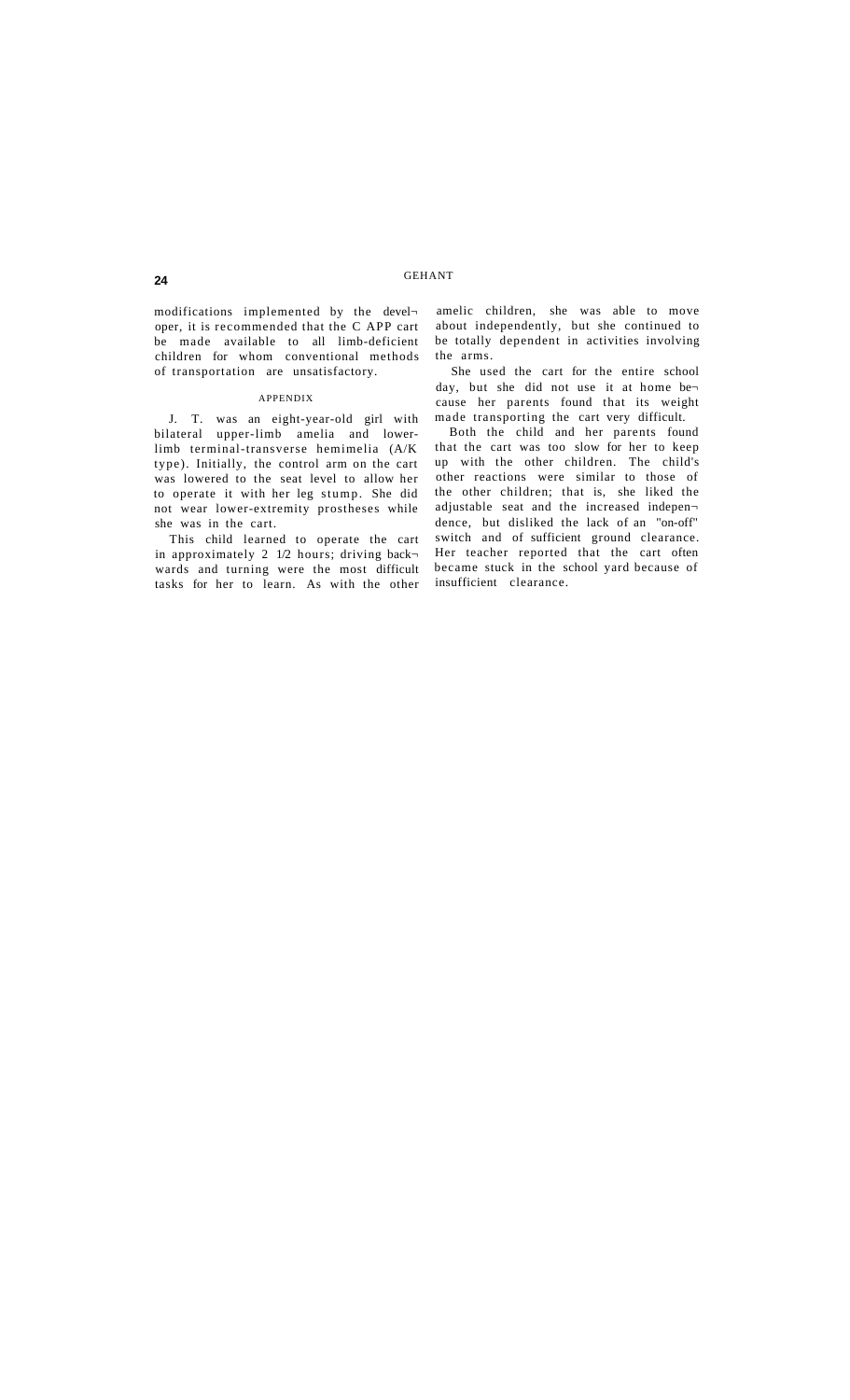modifications implemented by the developer, it is recommended that the C APP cart be made available to all limb-deficient children for whom conventional methods of transportation are unsatisfactory.

## APPENDIX

J. T. was an eight-year-old girl with bilateral upper-limb amelia and lower-limb terminal-transverse hemimelia (A/K type). Initially, the control arm on the cart was lowered to the seat level to allow her to operate it with her leg stump. She did not wear lower-extremity prostheses while she was in the cart.

This child learned to operate the cart in approximately 2 1/2 hours; driving backwards and turning were the most difficult tasks for her to learn. As with the other amelic children, she was able to move about independently, but she continued to be totally dependent in activities involving the arms.

She used the cart for the entire school day, but she did not use it at home because her parents found that its weight made transporting the cart very difficult.

Both the child and her parents found that the cart was too slow for her to keep up with the other children. The child's other reactions were similar to those of the other children; that is, she liked the adjustable seat and the increased independence, but disliked the lack of an "on-off" switch and of sufficient ground clearance. Her teacher reported that the cart often became stuck in the school yard because of insufficient clearance.